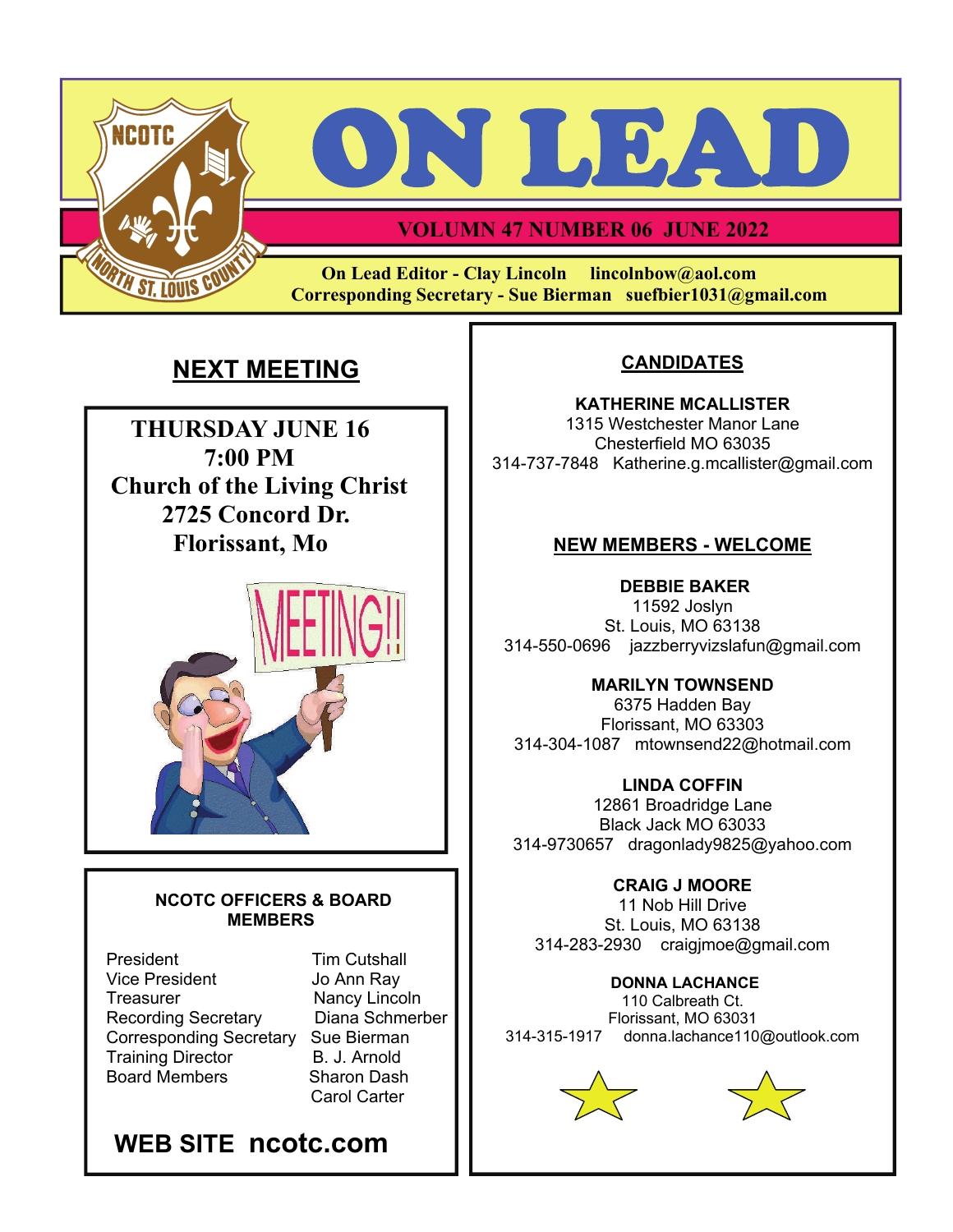# ON LEAD

**VOLUMN 47 NUMBER 06 JUNE 2022**

**On Lead Editor - Clay Lincoln lincolnbow@aol.com**
**Corresponding Secretary - Sue Bierman suefbier1031@gmail.com**

## NEXT MEETING

**THURSDAY JUNE 16**
**7:00 PM**
**Church of the Living Christ**
**2725 Concord Dr.**
**Florissant, Mo**

### NCOTC OFFICERS & BOARD MEMBERS

| | |
|---|---|
| President | Tim Cutshall |
| Vice President | Jo Ann Ray |
| Treasurer | Nancy Lincoln |
| Recording Secretary | Diana Schmerber |
| Corresponding Secretary | Sue Bierman |
| Training Director | B. J. Arnold |
| Board Members | Sharon Dash |
| | Carol Carter |

**WEB SITE ncotc.com**

## CANDIDATES

**KATHERINE MCALLISTER**
1315 Westchester Manor Lane
Chesterfield MO 63035
314-737-7848 Katherine.g.mcallister@gmail.com

## NEW MEMBERS - WELCOME

**DEBBIE BAKER**
11592 Joslyn
St. Louis, MO 63138
314-550-0696 jazzberryvizslafun@gmail.com

**MARILYN TOWNSEND**
6375 Hadden Bay
Florissant, MO 63303
314-304-1087 mtownsend22@hotmail.com

**LINDA COFFIN**
12861 Broadridge Lane
Black Jack MO 63033
314-9730657 dragonlady9825@yahoo.com

**CRAIG J MOORE**
11 Nob Hill Drive
St. Louis, MO 63138
314-283-2930 craigjmoe@gmail.com

**DONNA LACHANCE**
110 Calbreath Ct.
Florissant, MO 63031
314-315-1917 donna.lachance110@outlook.com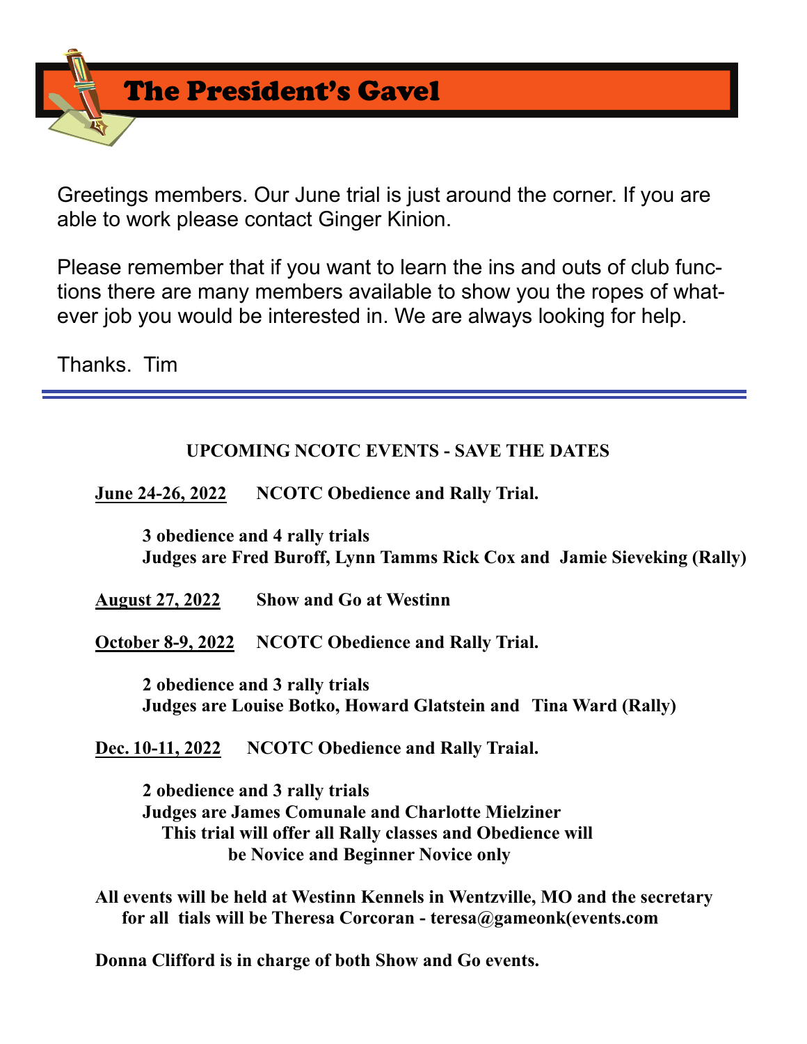# The President's Gavel

Greetings members. Our June trial is just around the corner. If you are able to work please contact Ginger Kinion.

Please remember that if you want to learn the ins and outs of club functions there are many members available to show you the ropes of whatever job you would be interested in. We are always looking for help.

Thanks. Tim

---

**UPCOMING NCOTC EVENTS - SAVE THE DATES**

**June 24-26, 2022** **NCOTC Obedience and Rally Trial.**

**3 obedience and 4 rally trials**
**Judges are Fred Buroff, Lynn Tamms Rick Cox and Jamie Sieveking (Rally)**

**August 27, 2022** **Show and Go at Westinn**

**October 8-9, 2022** **NCOTC Obedience and Rally Trial.**

**2 obedience and 3 rally trials**
**Judges are Louise Botko, Howard Glatstein and Tina Ward (Rally)**

**Dec. 10-11, 2022** **NCOTC Obedience and Rally Traial.**

**2 obedience and 3 rally trials**
**Judges are James Comunale and Charlotte Mielziner**
**This trial will offer all Rally classes and Obedience will be Novice and Beginner Novice only**

**All events will be held at Westinn Kennels in Wentzville, MO and the secretary for all tials will be Theresa Corcoran - teresa@gameonk(events.com**

**Donna Clifford is in charge of both Show and Go events.**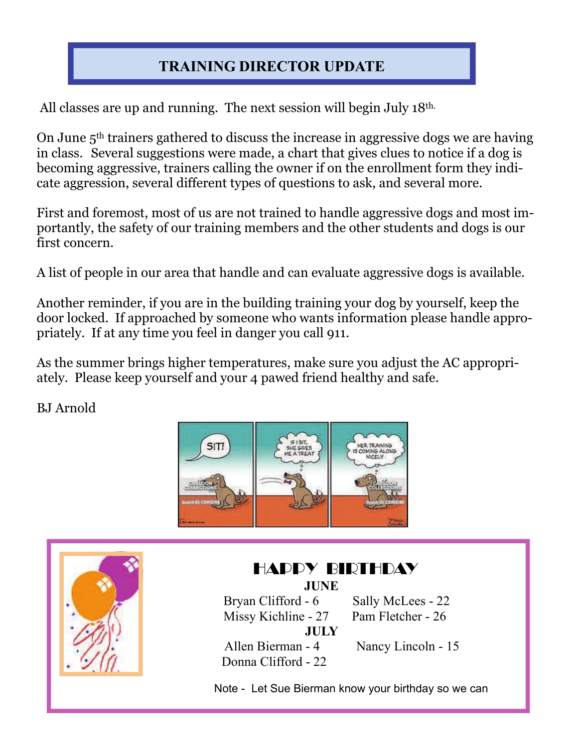## TRAINING DIRECTOR UPDATE

All classes are up and running. The next session will begin July 18th.

On June 5th trainers gathered to discuss the increase in aggressive dogs we are having in class. Several suggestions were made, a chart that gives clues to notice if a dog is becoming aggressive, trainers calling the owner if on the enrollment form they indicate aggression, several different types of questions to ask, and several more.

First and foremost, most of us are not trained to handle aggressive dogs and most importantly, the safety of our training members and the other students and dogs is our first concern.

A list of people in our area that handle and can evaluate aggressive dogs is available.

Another reminder, if you are in the building training your dog by yourself, keep the door locked. If approached by someone who wants information please handle appropriately. If at any time you feel in danger you call 911.

As the summer brings higher temperatures, make sure you adjust the AC appropriately. Please keep yourself and your 4 pawed friend healthy and safe.

BJ Arnold

## HAPPY BIRTHDAY

**JUNE**

Bryan Clifford - 6
Sally McLees - 22
Missy Kichline - 27
Pam Fletcher - 26

**JULY**

Allen Bierman - 4
Nancy Lincoln - 15
Donna Clifford - 22

Note - Let Sue Bierman know your birthday so we can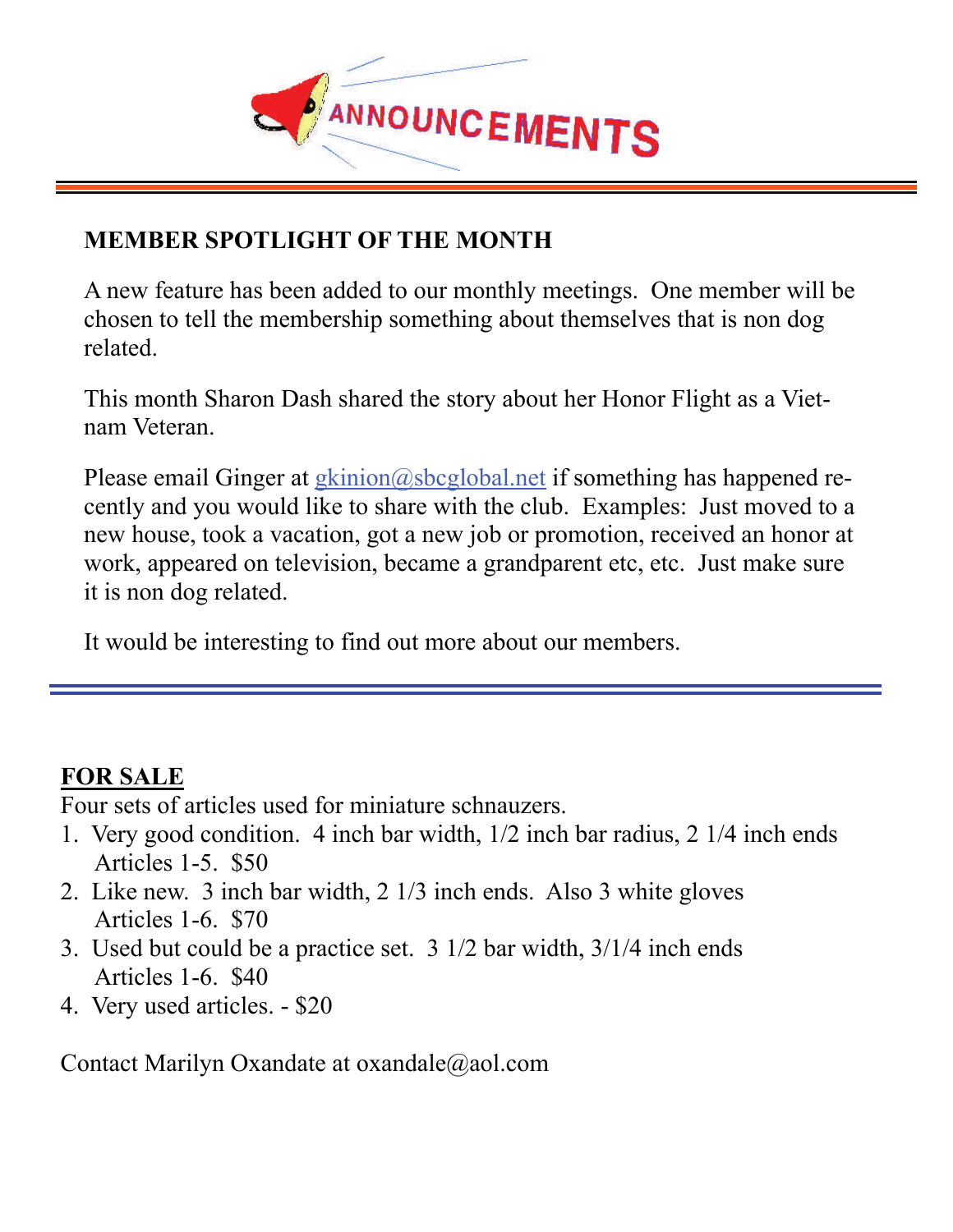# ANNOUNCEMENTS

**MEMBER SPOTLIGHT OF THE MONTH**

A new feature has been added to our monthly meetings. One member will be chosen to tell the membership something about themselves that is non dog related.

This month Sharon Dash shared the story about her Honor Flight as a Vietnam Veteran.

Please email Ginger at gkinion@sbcglobal.net if something has happened recently and you would like to share with the club. Examples: Just moved to a new house, took a vacation, got a new job or promotion, received an honor at work, appeared on television, became a grandparent etc, etc. Just make sure it is non dog related.

It would be interesting to find out more about our members.

---

**FOR SALE**

Four sets of articles used for miniature schnauzers.

1. Very good condition. 4 inch bar width, 1/2 inch bar radius, 2 1/4 inch ends
   Articles 1-5. $50
2. Like new. 3 inch bar width, 2 1/3 inch ends. Also 3 white gloves
   Articles 1-6. $70
3. Used but could be a practice set. 3 1/2 bar width, 3/1/4 inch ends
   Articles 1-6. $40
4. Very used articles. - $20

Contact Marilyn Oxandate at oxandale@aol.com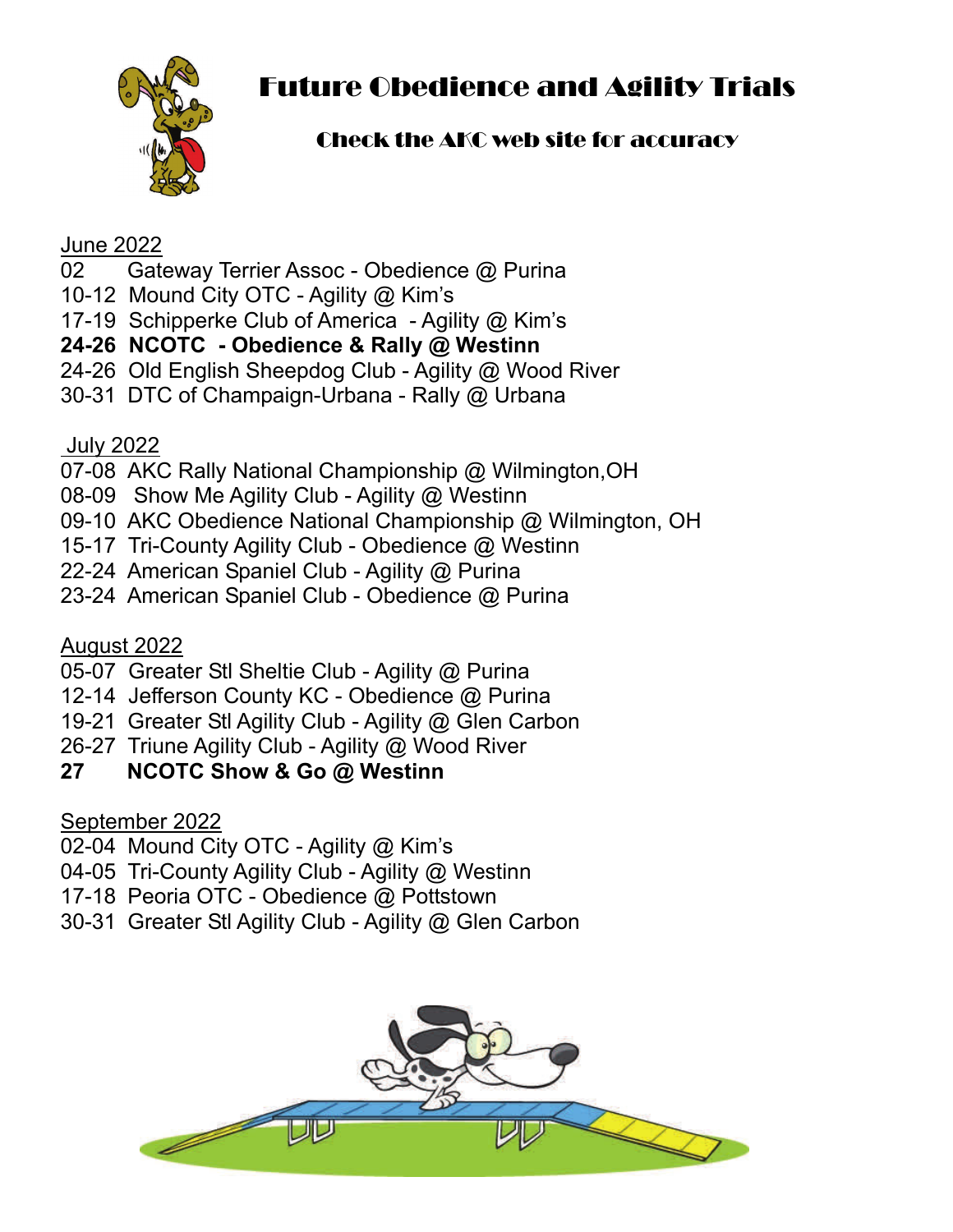# Future Obedience and Agility Trials

### Check the AKC web site for accuracy

<u>June 2022</u>

02 Gateway Terrier Assoc - Obedience @ Purina
10-12 Mound City OTC - Agility @ Kim's
17-19 Schipperke Club of America - Agility @ Kim's
**24-26 NCOTC - Obedience & Rally @ Westinn**
24-26 Old English Sheepdog Club - Agility @ Wood River
30-31 DTC of Champaign-Urbana - Rally @ Urbana

<u>July 2022</u>

07-08 AKC Rally National Championship @ Wilmington,OH
08-09 Show Me Agility Club - Agility @ Westinn
09-10 AKC Obedience National Championship @ Wilmington, OH
15-17 Tri-County Agility Club - Obedience @ Westinn
22-24 American Spaniel Club - Agility @ Purina
23-24 American Spaniel Club - Obedience @ Purina

<u>August 2022</u>

05-07 Greater Stl Sheltie Club - Agility @ Purina
12-14 Jefferson County KC - Obedience @ Purina
19-21 Greater Stl Agility Club - Agility @ Glen Carbon
26-27 Triune Agility Club - Agility @ Wood River
**27 NCOTC Show & Go @ Westinn**

<u>September 2022</u>

02-04 Mound City OTC - Agility @ Kim's
04-05 Tri-County Agility Club - Agility @ Westinn
17-18 Peoria OTC - Obedience @ Pottstown
30-31 Greater Stl Agility Club - Agility @ Glen Carbon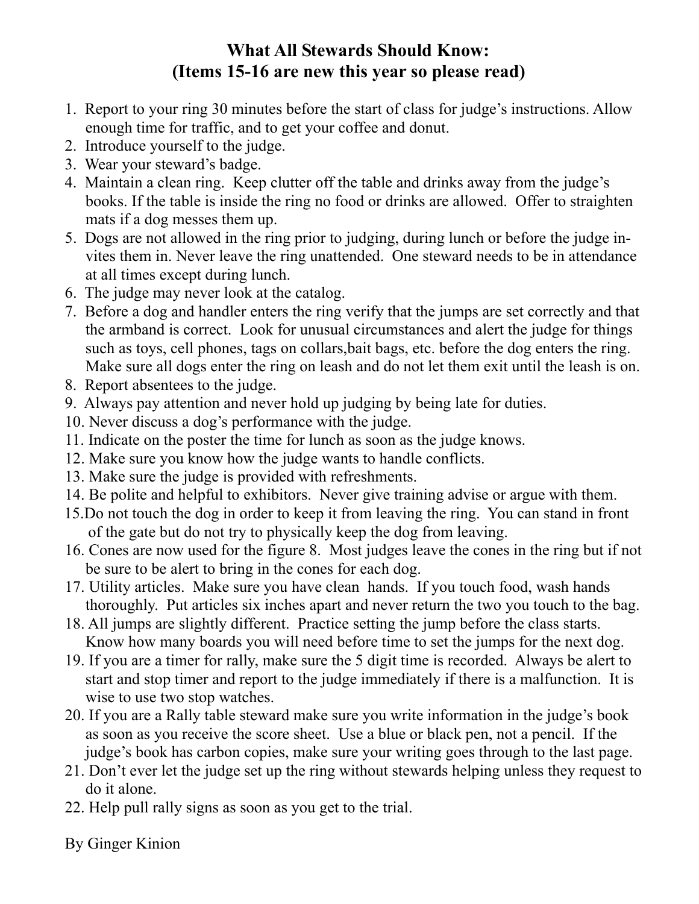# What All Stewards Should Know:
# (Items 15-16 are new this year so please read)

1. Report to your ring 30 minutes before the start of class for judge's instructions. Allow enough time for traffic, and to get your coffee and donut.
2. Introduce yourself to the judge.
3. Wear your steward's badge.
4. Maintain a clean ring. Keep clutter off the table and drinks away from the judge's books. If the table is inside the ring no food or drinks are allowed. Offer to straighten mats if a dog messes them up.
5. Dogs are not allowed in the ring prior to judging, during lunch or before the judge invites them in. Never leave the ring unattended. One steward needs to be in attendance at all times except during lunch.
6. The judge may never look at the catalog.
7. Before a dog and handler enters the ring verify that the jumps are set correctly and that the armband is correct. Look for unusual circumstances and alert the judge for things such as toys, cell phones, tags on collars,bait bags, etc. before the dog enters the ring. Make sure all dogs enter the ring on leash and do not let them exit until the leash is on.
8. Report absentees to the judge.
9. Always pay attention and never hold up judging by being late for duties.
10. Never discuss a dog's performance with the judge.
11. Indicate on the poster the time for lunch as soon as the judge knows.
12. Make sure you know how the judge wants to handle conflicts.
13. Make sure the judge is provided with refreshments.
14. Be polite and helpful to exhibitors. Never give training advise or argue with them.
15. Do not touch the dog in order to keep it from leaving the ring. You can stand in front of the gate but do not try to physically keep the dog from leaving.
16. Cones are now used for the figure 8. Most judges leave the cones in the ring but if not be sure to be alert to bring in the cones for each dog.
17. Utility articles. Make sure you have clean hands. If you touch food, wash hands thoroughly. Put articles six inches apart and never return the two you touch to the bag.
18. All jumps are slightly different. Practice setting the jump before the class starts. Know how many boards you will need before time to set the jumps for the next dog.
19. If you are a timer for rally, make sure the 5 digit time is recorded. Always be alert to start and stop timer and report to the judge immediately if there is a malfunction. It is wise to use two stop watches.
20. If you are a Rally table steward make sure you write information in the judge's book as soon as you receive the score sheet. Use a blue or black pen, not a pencil. If the judge's book has carbon copies, make sure your writing goes through to the last page.
21. Don't ever let the judge set up the ring without stewards helping unless they request to do it alone.
22. Help pull rally signs as soon as you get to the trial.

By Ginger Kinion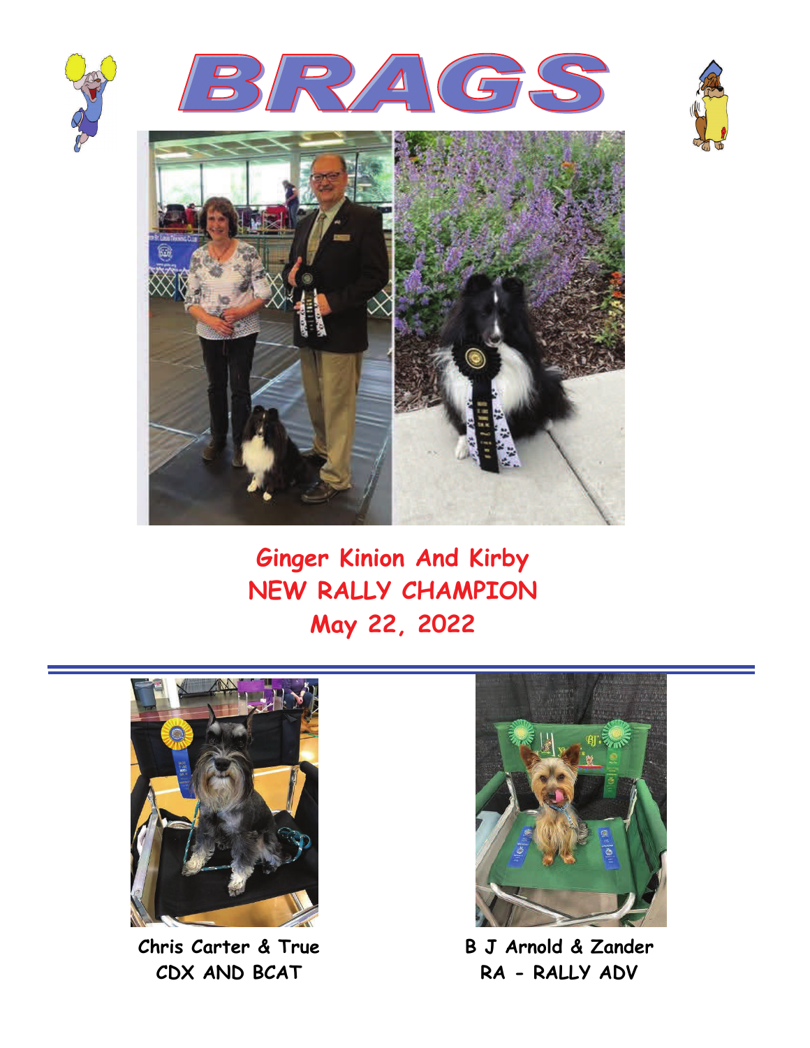# BRAGS

**Ginger Kinion And Kirby**
**NEW RALLY CHAMPION**
**May 22, 2022**

---

**Chris Carter & True**
**CDX AND BCAT**

**B J Arnold & Zander**
**RA - RALLY ADV**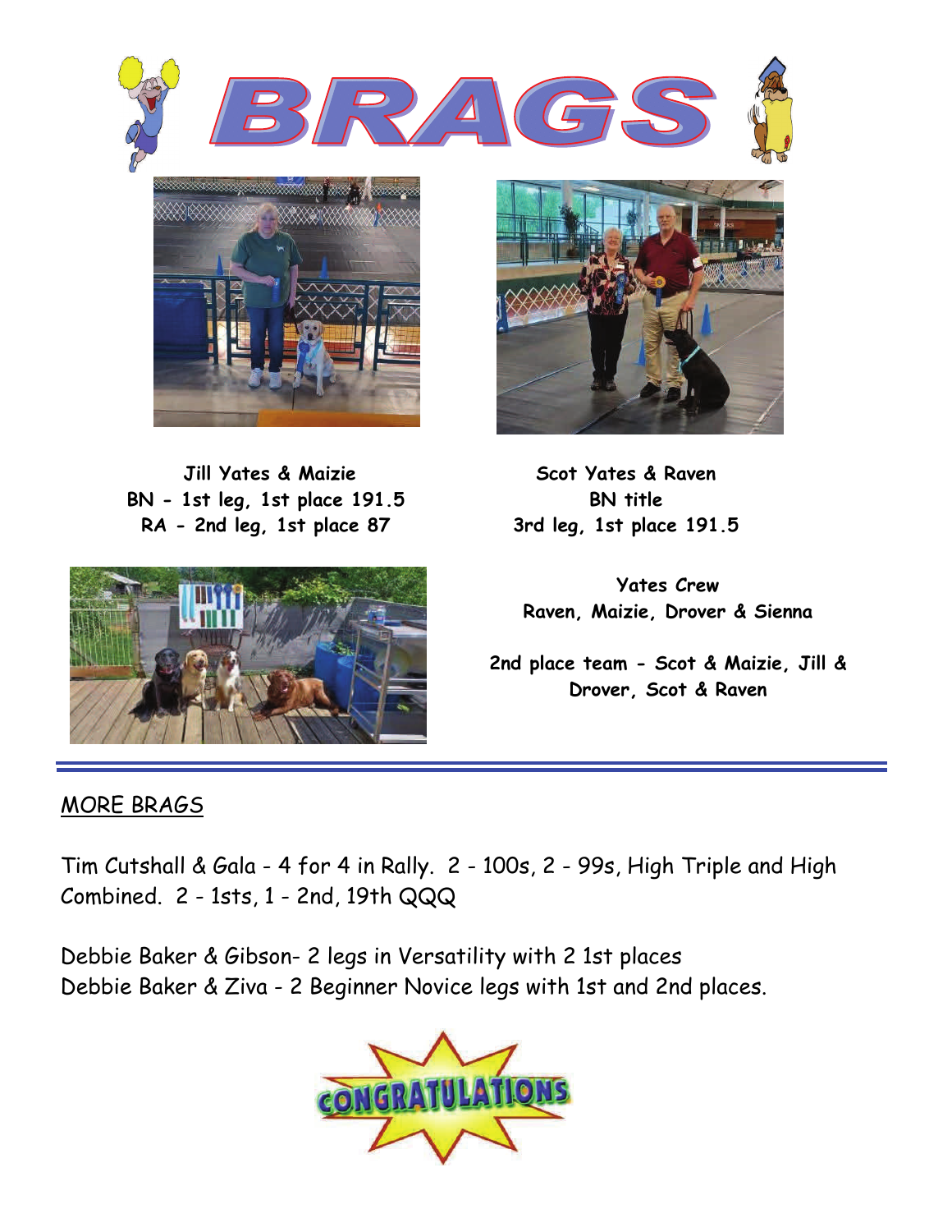# BRAGS

**Jill Yates & Maizie**
**BN - 1st leg, 1st place 191.5**
**RA - 2nd leg, 1st place 87**

**Scot Yates & Raven**
**BN title**
**3rd leg, 1st place 191.5**

**Yates Crew**
**Raven, Maizie, Drover & Sienna**

**2nd place team - Scot & Maizie, Jill & Drover, Scot & Raven**

---

MORE BRAGS

Tim Cutshall & Gala - 4 for 4 in Rally. 2 - 100s, 2 - 99s, High Triple and High Combined. 2 - 1sts, 1 - 2nd, 19th QQQ

Debbie Baker & Gibson- 2 legs in Versatility with 2 1st places
Debbie Baker & Ziva - 2 Beginner Novice legs with 1st and 2nd places.

CONGRATULATIONS